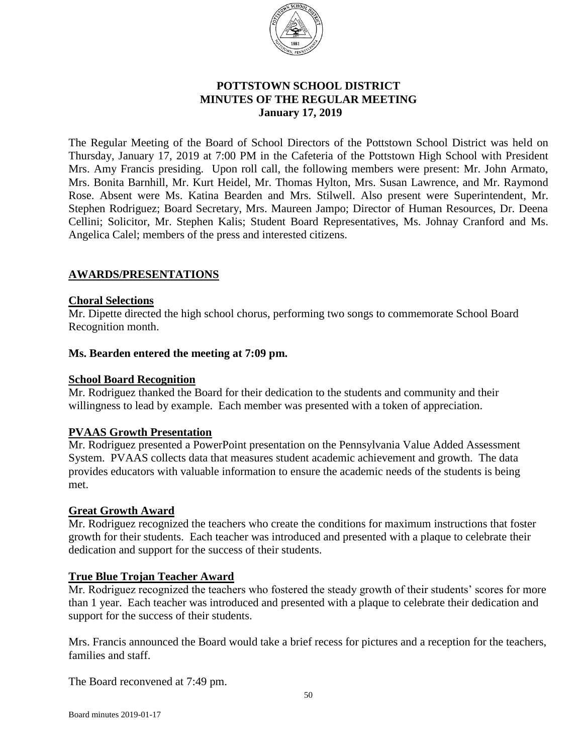# POTTSTOWN SCHOOL DISTRICT
## MINUTES OF THE REGULAR MEETING
### January 17, 2019

The Regular Meeting of the Board of School Directors of the Pottstown School District was held on Thursday, January 17, 2019 at 7:00 PM in the Cafeteria of the Pottstown High School with President Mrs. Amy Francis presiding. Upon roll call, the following members were present: Mr. John Armato, Mrs. Bonita Barnhill, Mr. Kurt Heidel, Mr. Thomas Hylton, Mrs. Susan Lawrence, and Mr. Raymond Rose. Absent were Ms. Katina Bearden and Mrs. Stilwell. Also present were Superintendent, Mr. Stephen Rodriguez; Board Secretary, Mrs. Maureen Jampo; Director of Human Resources, Dr. Deena Cellini; Solicitor, Mr. Stephen Kalis; Student Board Representatives, Ms. Johnay Cranford and Ms. Angelica Calel; members of the press and interested citizens.

## AWARDS/PRESENTATIONS

**Choral Selections**
Mr. Dipette directed the high school chorus, performing two songs to commemorate School Board Recognition month.

**Ms. Bearden entered the meeting at 7:09 pm.**

**School Board Recognition**
Mr. Rodriguez thanked the Board for their dedication to the students and community and their willingness to lead by example. Each member was presented with a token of appreciation.

**PVAAS Growth Presentation**
Mr. Rodriguez presented a PowerPoint presentation on the Pennsylvania Value Added Assessment System. PVAAS collects data that measures student academic achievement and growth. The data provides educators with valuable information to ensure the academic needs of the students is being met.

**Great Growth Award**
Mr. Rodriguez recognized the teachers who create the conditions for maximum instructions that foster growth for their students. Each teacher was introduced and presented with a plaque to celebrate their dedication and support for the success of their students.

**True Blue Trojan Teacher Award**
Mr. Rodriguez recognized the teachers who fostered the steady growth of their students' scores for more than 1 year. Each teacher was introduced and presented with a plaque to celebrate their dedication and support for the success of their students.

Mrs. Francis announced the Board would take a brief recess for pictures and a reception for the teachers, families and staff.

The Board reconvened at 7:49 pm.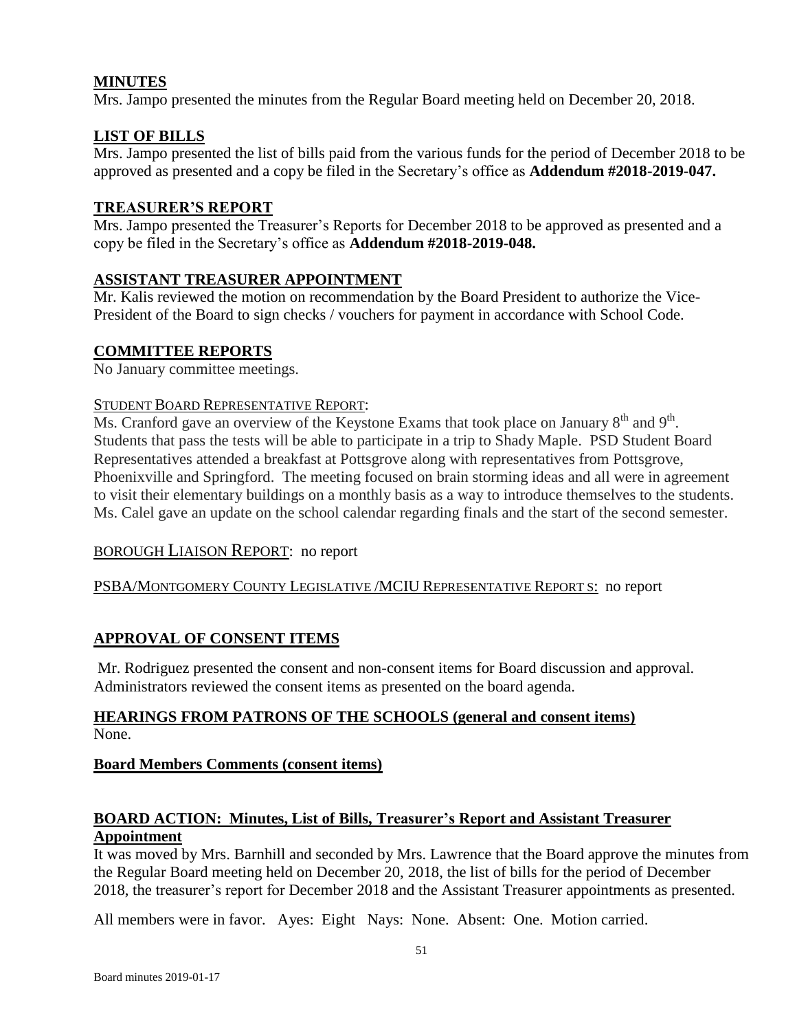## MINUTES

Mrs. Jampo presented the minutes from the Regular Board meeting held on December 20, 2018.

## LIST OF BILLS

Mrs. Jampo presented the list of bills paid from the various funds for the period of December 2018 to be approved as presented and a copy be filed in the Secretary's office as **Addendum #2018-2019-047.**

## TREASURER'S REPORT

Mrs. Jampo presented the Treasurer's Reports for December 2018 to be approved as presented and a copy be filed in the Secretary's office as **Addendum #2018-2019-048.**

## ASSISTANT TREASURER APPOINTMENT

Mr. Kalis reviewed the motion on recommendation by the Board President to authorize the Vice-President of the Board to sign checks / vouchers for payment in accordance with School Code.

## COMMITTEE REPORTS

No January committee meetings.

STUDENT BOARD REPRESENTATIVE REPORT:

Ms. Cranford gave an overview of the Keystone Exams that took place on January 8th and 9th. Students that pass the tests will be able to participate in a trip to Shady Maple. PSD Student Board Representatives attended a breakfast at Pottsgrove along with representatives from Pottsgrove, Phoenixville and Springford. The meeting focused on brain storming ideas and all were in agreement to visit their elementary buildings on a monthly basis as a way to introduce themselves to the students. Ms. Calel gave an update on the school calendar regarding finals and the start of the second semester.

BOROUGH LIAISON REPORT: no report

PSBA/MONTGOMERY COUNTY LEGISLATIVE /MCIU REPRESENTATIVE REPORT S: no report

## APPROVAL OF CONSENT ITEMS

Mr. Rodriguez presented the consent and non-consent items for Board discussion and approval. Administrators reviewed the consent items as presented on the board agenda.

## HEARINGS FROM PATRONS OF THE SCHOOLS (general and consent items)

None.

**Board Members Comments (consent items)**

## BOARD ACTION: Minutes, List of Bills, Treasurer's Report and Assistant Treasurer Appointment

It was moved by Mrs. Barnhill and seconded by Mrs. Lawrence that the Board approve the minutes from the Regular Board meeting held on December 20, 2018, the list of bills for the period of December 2018, the treasurer's report for December 2018 and the Assistant Treasurer appointments as presented.

All members were in favor. Ayes: Eight Nays: None. Absent: One. Motion carried.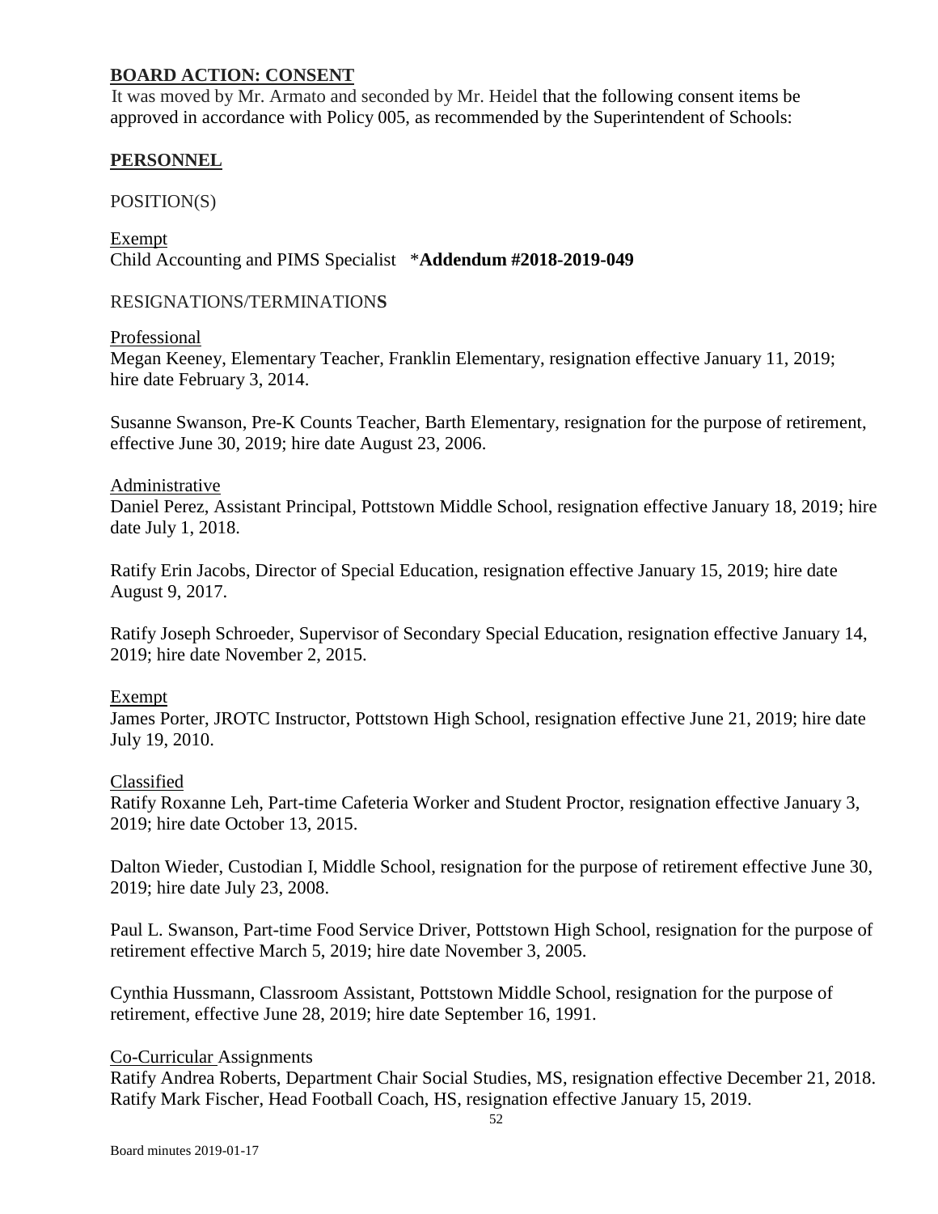## BOARD ACTION: CONSENT

It was moved by Mr. Armato and seconded by Mr. Heidel that the following consent items be approved in accordance with Policy 005, as recommended by the Superintendent of Schools:

## PERSONNEL

POSITION(S)

Exempt

Child Accounting and PIMS Specialist *__Addendum #2018-2019-049__

RESIGNATIONS/TERMINATIONS

Professional

Megan Keeney, Elementary Teacher, Franklin Elementary, resignation effective January 11, 2019; hire date February 3, 2014.

Susanne Swanson, Pre-K Counts Teacher, Barth Elementary, resignation for the purpose of retirement, effective June 30, 2019; hire date August 23, 2006.

Administrative

Daniel Perez, Assistant Principal, Pottstown Middle School, resignation effective January 18, 2019; hire date July 1, 2018.

Ratify Erin Jacobs, Director of Special Education, resignation effective January 15, 2019; hire date August 9, 2017.

Ratify Joseph Schroeder, Supervisor of Secondary Special Education, resignation effective January 14, 2019; hire date November 2, 2015.

Exempt

James Porter, JROTC Instructor, Pottstown High School, resignation effective June 21, 2019; hire date July 19, 2010.

Classified

Ratify Roxanne Leh, Part-time Cafeteria Worker and Student Proctor, resignation effective January 3, 2019; hire date October 13, 2015.

Dalton Wieder, Custodian I, Middle School, resignation for the purpose of retirement effective June 30, 2019; hire date July 23, 2008.

Paul L. Swanson, Part-time Food Service Driver, Pottstown High School, resignation for the purpose of retirement effective March 5, 2019; hire date November 3, 2005.

Cynthia Hussmann, Classroom Assistant, Pottstown Middle School, resignation for the purpose of retirement, effective June 28, 2019; hire date September 16, 1991.

Co-Curricular Assignments

Ratify Andrea Roberts, Department Chair Social Studies, MS, resignation effective December 21, 2018.
Ratify Mark Fischer, Head Football Coach, HS, resignation effective January 15, 2019.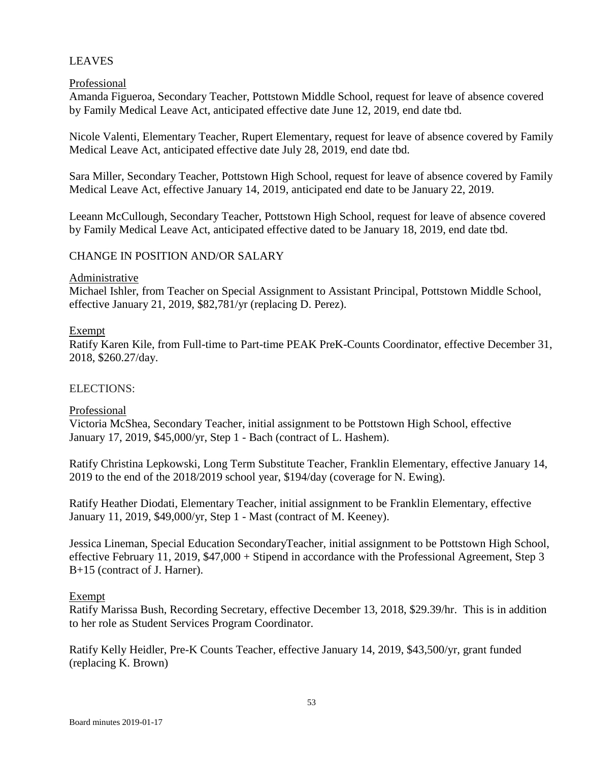## LEAVES

### Professional

Amanda Figueroa, Secondary Teacher, Pottstown Middle School, request for leave of absence covered by Family Medical Leave Act, anticipated effective date June 12, 2019, end date tbd.

Nicole Valenti, Elementary Teacher, Rupert Elementary, request for leave of absence covered by Family Medical Leave Act, anticipated effective date July 28, 2019, end date tbd.

Sara Miller, Secondary Teacher, Pottstown High School, request for leave of absence covered by Family Medical Leave Act, effective January 14, 2019, anticipated end date to be January 22, 2019.

Leeann McCullough, Secondary Teacher, Pottstown High School, request for leave of absence covered by Family Medical Leave Act, anticipated effective dated to be January 18, 2019, end date tbd.

## CHANGE IN POSITION AND/OR SALARY

### Administrative

Michael Ishler, from Teacher on Special Assignment to Assistant Principal, Pottstown Middle School, effective January 21, 2019, $82,781/yr (replacing D. Perez).

### Exempt

Ratify Karen Kile, from Full-time to Part-time PEAK PreK-Counts Coordinator, effective December 31, 2018, $260.27/day.

## ELECTIONS:

### Professional

Victoria McShea, Secondary Teacher, initial assignment to be Pottstown High School, effective January 17, 2019, $45,000/yr, Step 1 - Bach (contract of L. Hashem).

Ratify Christina Lepkowski, Long Term Substitute Teacher, Franklin Elementary, effective January 14, 2019 to the end of the 2018/2019 school year, $194/day (coverage for N. Ewing).

Ratify Heather Diodati, Elementary Teacher, initial assignment to be Franklin Elementary, effective January 11, 2019, $49,000/yr, Step 1 - Mast (contract of M. Keeney).

Jessica Lineman, Special Education SecondaryTeacher, initial assignment to be Pottstown High School, effective February 11, 2019, $47,000 + Stipend in accordance with the Professional Agreement, Step 3 B+15 (contract of J. Harner).

### Exempt

Ratify Marissa Bush, Recording Secretary, effective December 13, 2018, $29.39/hr. This is in addition to her role as Student Services Program Coordinator.

Ratify Kelly Heidler, Pre-K Counts Teacher, effective January 14, 2019, $43,500/yr, grant funded (replacing K. Brown)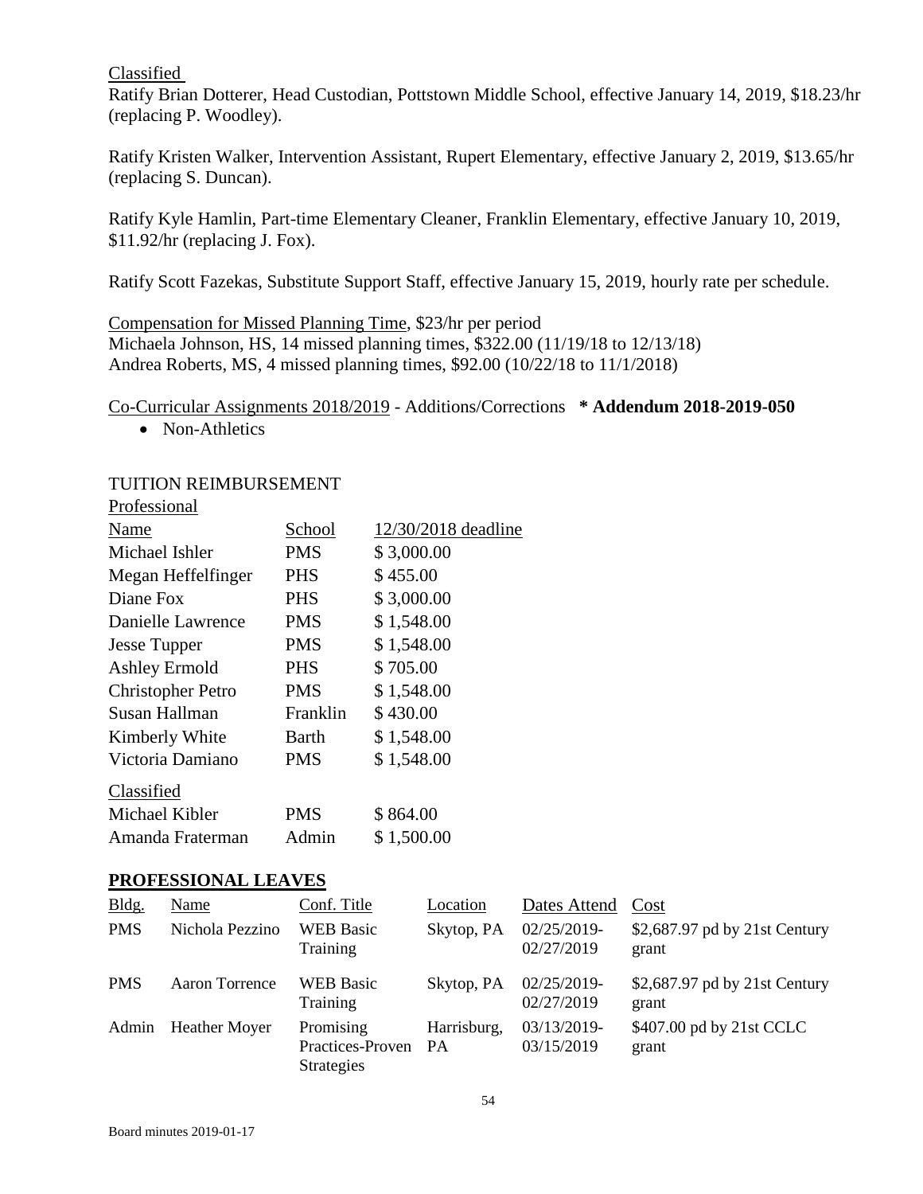Classified

Ratify Brian Dotterer, Head Custodian, Pottstown Middle School, effective January 14, 2019, $18.23/hr (replacing P. Woodley).

Ratify Kristen Walker, Intervention Assistant, Rupert Elementary, effective January 2, 2019, $13.65/hr (replacing S. Duncan).

Ratify Kyle Hamlin, Part-time Elementary Cleaner, Franklin Elementary, effective January 10, 2019, $11.92/hr (replacing J. Fox).

Ratify Scott Fazekas, Substitute Support Staff, effective January 15, 2019, hourly rate per schedule.

Compensation for Missed Planning Time, $23/hr per period
Michaela Johnson, HS, 14 missed planning times, $322.00 (11/19/18 to 12/13/18)
Andrea Roberts, MS, 4 missed planning times, $92.00 (10/22/18 to 11/1/2018)

Co-Curricular Assignments 2018/2019 - Additions/Corrections **\* Addendum 2018-2019-050**

- Non-Athletics

TUITION REIMBURSEMENT

Professional

| Name | School | 12/30/2018 deadline |
|---|---|---|
| Michael Ishler | PMS | $ 3,000.00 |
| Megan Heffelfinger | PHS | $ 455.00 |
| Diane Fox | PHS | $ 3,000.00 |
| Danielle Lawrence | PMS | $ 1,548.00 |
| Jesse Tupper | PMS | $ 1,548.00 |
| Ashley Ermold | PHS | $ 705.00 |
| Christopher Petro | PMS | $ 1,548.00 |
| Susan Hallman | Franklin | $ 430.00 |
| Kimberly White | Barth | $ 1,548.00 |
| Victoria Damiano | PMS | $ 1,548.00 |

Classified

| Name | School | Amount |
|---|---|---|
| Michael Kibler | PMS | $ 864.00 |
| Amanda Fraterman | Admin | $ 1,500.00 |

## PROFESSIONAL LEAVES

| Bldg. | Name | Conf. Title | Location | Dates Attend | Cost |
|---|---|---|---|---|---|
| PMS | Nichola Pezzino | WEB Basic Training | Skytop, PA | 02/25/2019-02/27/2019 | $2,687.97 pd by 21st Century grant |
| PMS | Aaron Torrence | WEB Basic Training | Skytop, PA | 02/25/2019-02/27/2019 | $2,687.97 pd by 21st Century grant |
| Admin | Heather Moyer | Promising Practices-Proven Strategies | Harrisburg, PA | 03/13/2019-03/15/2019 | $407.00 pd by 21st CCLC grant |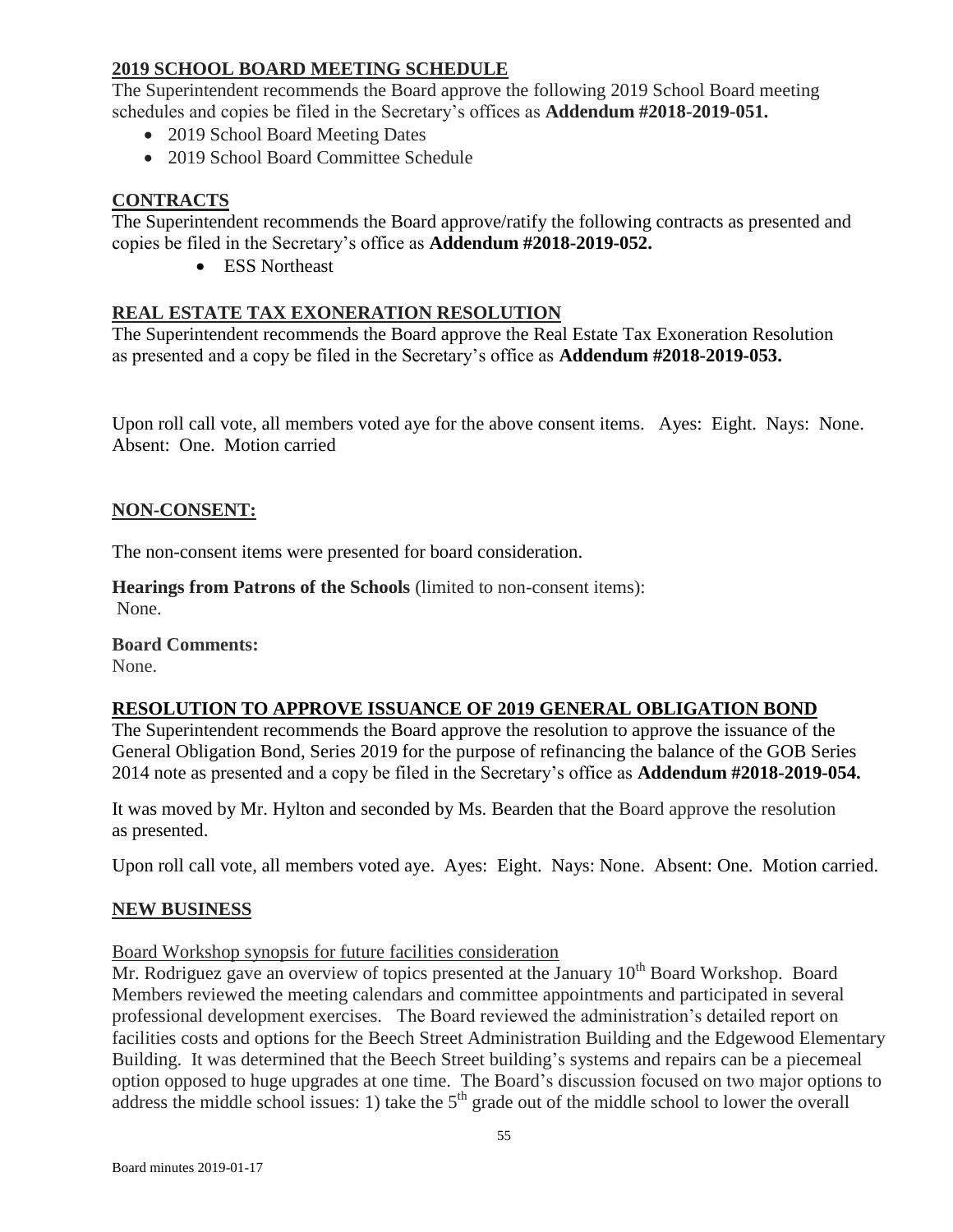## 2019 SCHOOL BOARD MEETING SCHEDULE

The Superintendent recommends the Board approve the following 2019 School Board meeting schedules and copies be filed in the Secretary's offices as **Addendum #2018-2019-051.**

- 2019 School Board Meeting Dates
- 2019 School Board Committee Schedule

## CONTRACTS

The Superintendent recommends the Board approve/ratify the following contracts as presented and copies be filed in the Secretary's office as **Addendum #2018-2019-052.**

- ESS Northeast

## REAL ESTATE TAX EXONERATION RESOLUTION

The Superintendent recommends the Board approve the Real Estate Tax Exoneration Resolution as presented and a copy be filed in the Secretary's office as **Addendum #2018-2019-053.**

Upon roll call vote, all members voted aye for the above consent items. Ayes: Eight. Nays: None. Absent: One. Motion carried

## NON-CONSENT:

The non-consent items were presented for board consideration.

**Hearings from Patrons of the Schools** (limited to non-consent items):
None.

**Board Comments:**
None.

## RESOLUTION TO APPROVE ISSUANCE OF 2019 GENERAL OBLIGATION BOND

The Superintendent recommends the Board approve the resolution to approve the issuance of the General Obligation Bond, Series 2019 for the purpose of refinancing the balance of the GOB Series 2014 note as presented and a copy be filed in the Secretary's office as **Addendum #2018-2019-054.**

It was moved by Mr. Hylton and seconded by Ms. Bearden that the Board approve the resolution as presented.

Upon roll call vote, all members voted aye. Ayes: Eight. Nays: None. Absent: One. Motion carried.

## NEW BUSINESS

Board Workshop synopsis for future facilities consideration

Mr. Rodriguez gave an overview of topics presented at the January 10th Board Workshop. Board Members reviewed the meeting calendars and committee appointments and participated in several professional development exercises. The Board reviewed the administration's detailed report on facilities costs and options for the Beech Street Administration Building and the Edgewood Elementary Building. It was determined that the Beech Street building's systems and repairs can be a piecemeal option opposed to huge upgrades at one time. The Board's discussion focused on two major options to address the middle school issues: 1) take the 5th grade out of the middle school to lower the overall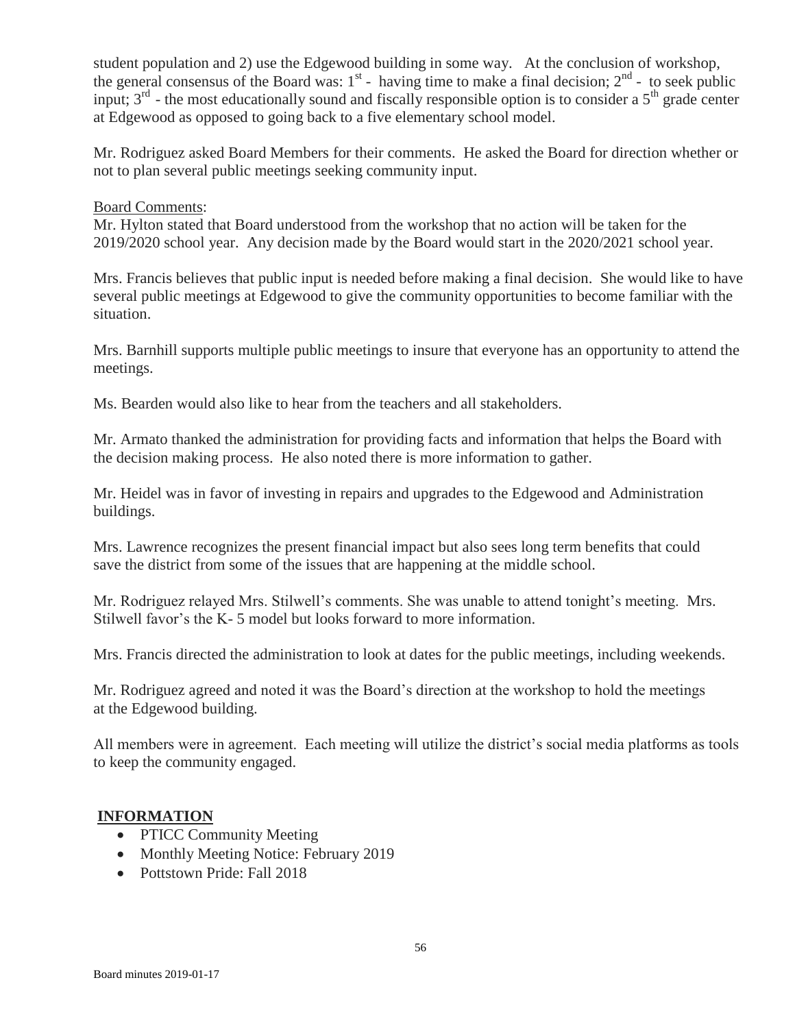student population and 2) use the Edgewood building in some way. At the conclusion of workshop, the general consensus of the Board was: 1st - having time to make a final decision; 2nd - to seek public input; 3rd - the most educationally sound and fiscally responsible option is to consider a 5th grade center at Edgewood as opposed to going back to a five elementary school model.

Mr. Rodriguez asked Board Members for their comments. He asked the Board for direction whether or not to plan several public meetings seeking community input.

Board Comments:
Mr. Hylton stated that Board understood from the workshop that no action will be taken for the 2019/2020 school year. Any decision made by the Board would start in the 2020/2021 school year.

Mrs. Francis believes that public input is needed before making a final decision. She would like to have several public meetings at Edgewood to give the community opportunities to become familiar with the situation.

Mrs. Barnhill supports multiple public meetings to insure that everyone has an opportunity to attend the meetings.

Ms. Bearden would also like to hear from the teachers and all stakeholders.

Mr. Armato thanked the administration for providing facts and information that helps the Board with the decision making process. He also noted there is more information to gather.

Mr. Heidel was in favor of investing in repairs and upgrades to the Edgewood and Administration buildings.

Mrs. Lawrence recognizes the present financial impact but also sees long term benefits that could save the district from some of the issues that are happening at the middle school.

Mr. Rodriguez relayed Mrs. Stilwell's comments. She was unable to attend tonight's meeting. Mrs. Stilwell favor's the K- 5 model but looks forward to more information.

Mrs. Francis directed the administration to look at dates for the public meetings, including weekends.

Mr. Rodriguez agreed and noted it was the Board's direction at the workshop to hold the meetings at the Edgewood building.

All members were in agreement. Each meeting will utilize the district's social media platforms as tools to keep the community engaged.

## INFORMATION

- PTICC Community Meeting
- Monthly Meeting Notice: February 2019
- Pottstown Pride: Fall 2018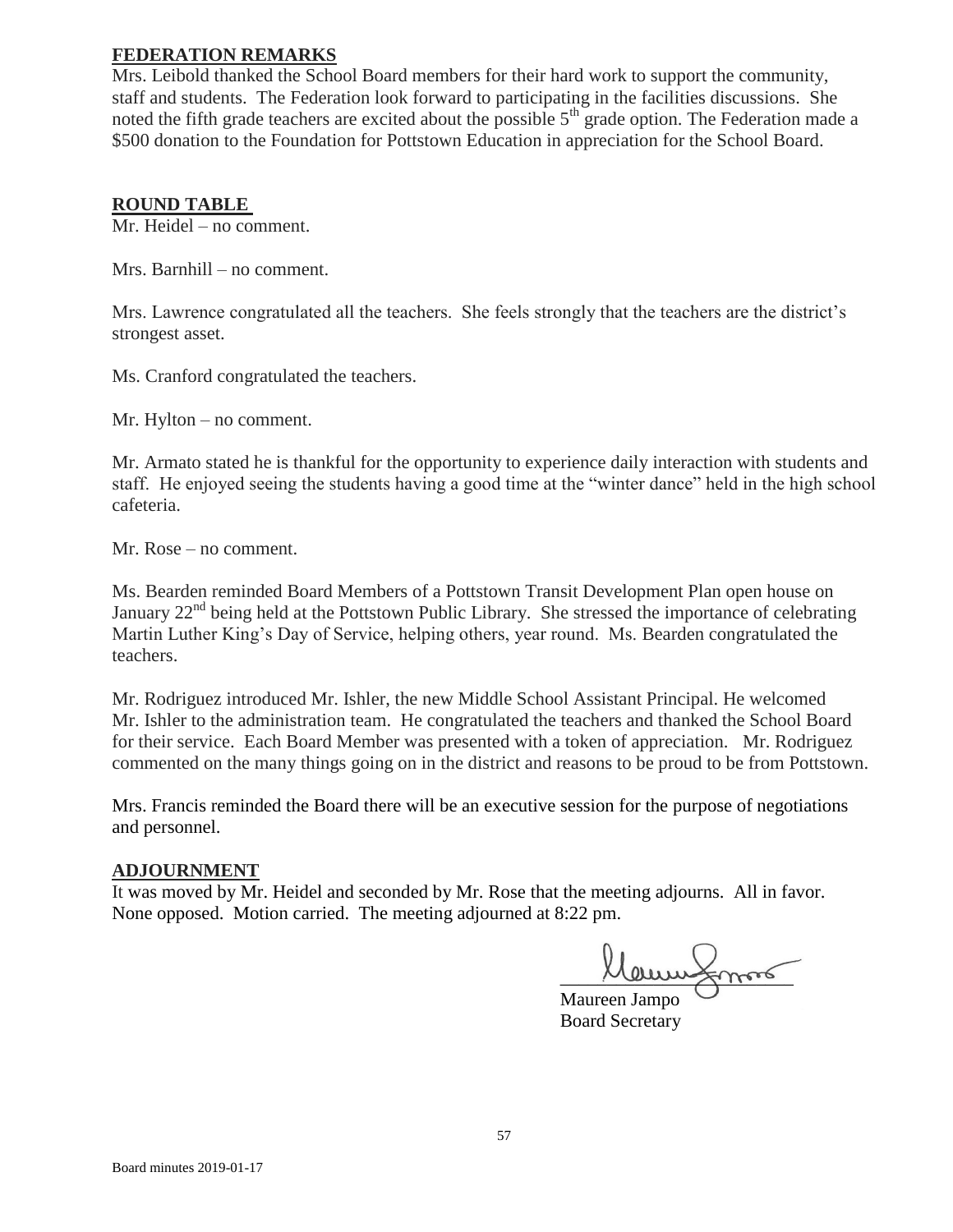**FEDERATION REMARKS**

Mrs. Leibold thanked the School Board members for their hard work to support the community, staff and students. The Federation look forward to participating in the facilities discussions. She noted the fifth grade teachers are excited about the possible 5th grade option. The Federation made a \$500 donation to the Foundation for Pottstown Education in appreciation for the School Board.

**ROUND TABLE**

Mr. Heidel – no comment.

Mrs. Barnhill – no comment.

Mrs. Lawrence congratulated all the teachers. She feels strongly that the teachers are the district's strongest asset.

Ms. Cranford congratulated the teachers.

Mr. Hylton – no comment.

Mr. Armato stated he is thankful for the opportunity to experience daily interaction with students and staff. He enjoyed seeing the students having a good time at the "winter dance" held in the high school cafeteria.

Mr. Rose – no comment.

Ms. Bearden reminded Board Members of a Pottstown Transit Development Plan open house on January 22nd being held at the Pottstown Public Library. She stressed the importance of celebrating Martin Luther King's Day of Service, helping others, year round. Ms. Bearden congratulated the teachers.

Mr. Rodriguez introduced Mr. Ishler, the new Middle School Assistant Principal. He welcomed Mr. Ishler to the administration team. He congratulated the teachers and thanked the School Board for their service. Each Board Member was presented with a token of appreciation. Mr. Rodriguez commented on the many things going on in the district and reasons to be proud to be from Pottstown.

Mrs. Francis reminded the Board there will be an executive session for the purpose of negotiations and personnel.

**ADJOURNMENT**

It was moved by Mr. Heidel and seconded by Mr. Rose that the meeting adjourns. All in favor. None opposed. Motion carried. The meeting adjourned at 8:22 pm.

Maureen Jampo
Board Secretary